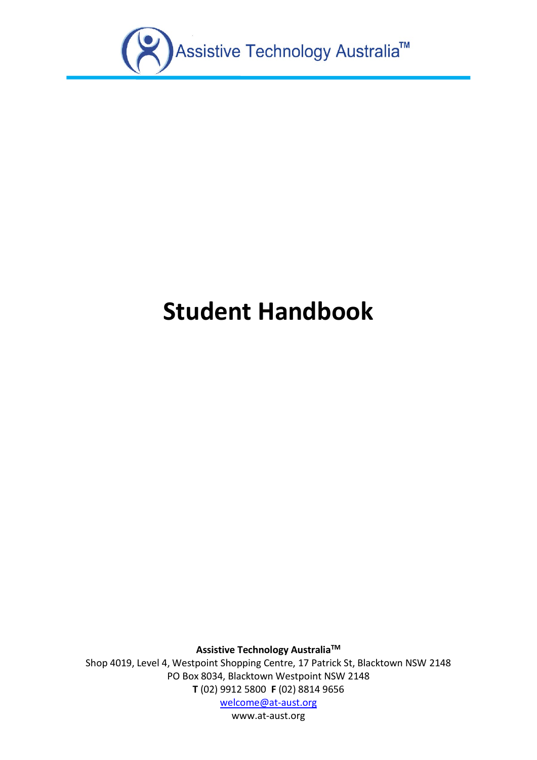Assistive Technology Australia™

# Student Handbook

**Assistive Technology Australia™**
Shop 4019, Level 4, Westpoint Shopping Centre, 17 Patrick St, Blacktown NSW 2148
PO Box 8034, Blacktown Westpoint NSW 2148
**T** (02) 9912 5800 **F** (02) 8814 9656
welcome@at-aust.org
www.at-aust.org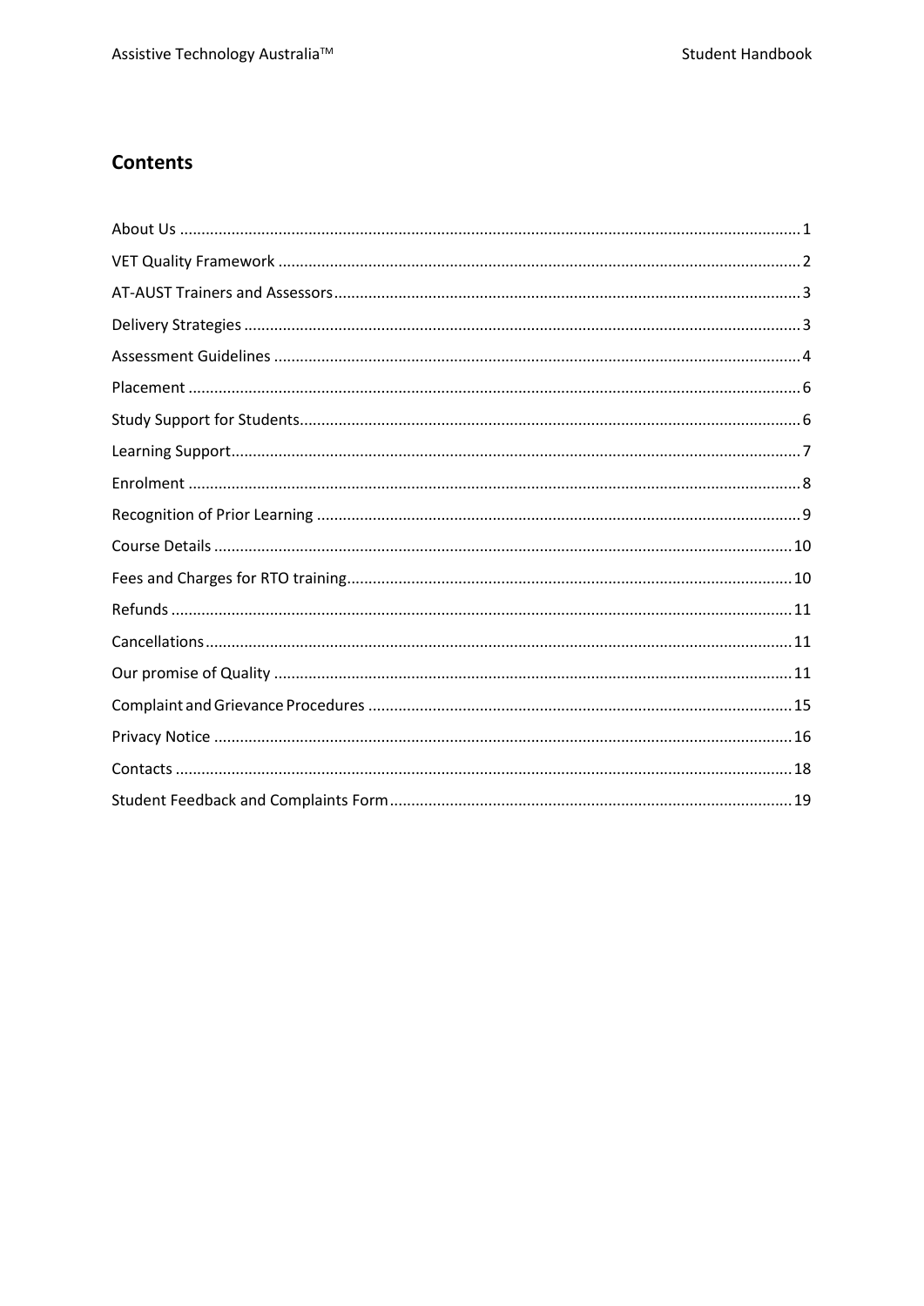## Contents

About Us ... 1

VET Quality Framework ... 2

AT-AUST Trainers and Assessors ... 3

Delivery Strategies ... 3

Assessment Guidelines ... 4

Placement ... 6

Study Support for Students ... 6

Learning Support ... 7

Enrolment ... 8

Recognition of Prior Learning ... 9

Course Details ... 10

Fees and Charges for RTO training ... 10

Refunds ... 11

Cancellations ... 11

Our promise of Quality ... 11

Complaint and Grievance Procedures ... 15

Privacy Notice ... 16

Contacts ... 18

Student Feedback and Complaints Form ... 19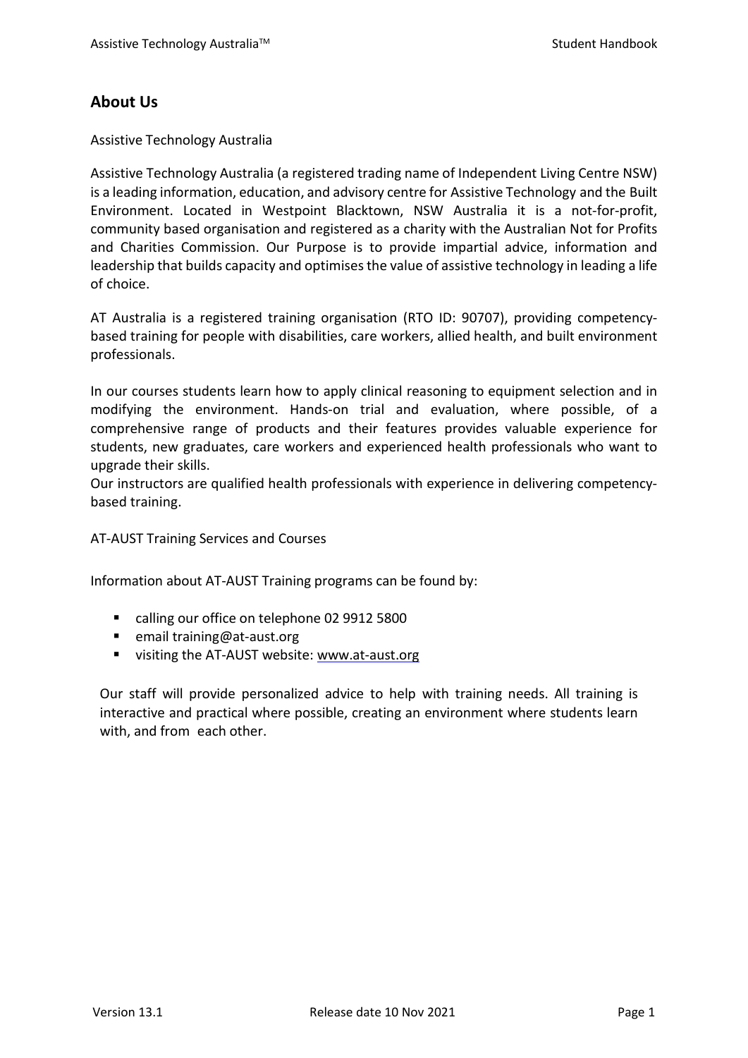## About Us

Assistive Technology Australia

Assistive Technology Australia (a registered trading name of Independent Living Centre NSW) is a leading information, education, and advisory centre for Assistive Technology and the Built Environment. Located in Westpoint Blacktown, NSW Australia it is a not-for-profit, community based organisation and registered as a charity with the Australian Not for Profits and Charities Commission. Our Purpose is to provide impartial advice, information and leadership that builds capacity and optimises the value of assistive technology in leading a life of choice.

AT Australia is a registered training organisation (RTO ID: 90707), providing competency-based training for people with disabilities, care workers, allied health, and built environment professionals.

In our courses students learn how to apply clinical reasoning to equipment selection and in modifying the environment. Hands-on trial and evaluation, where possible, of a comprehensive range of products and their features provides valuable experience for students, new graduates, care workers and experienced health professionals who want to upgrade their skills.

Our instructors are qualified health professionals with experience in delivering competency-based training.

AT-AUST Training Services and Courses

Information about AT-AUST Training programs can be found by:

- calling our office on telephone 02 9912 5800
- email training@at-aust.org
- visiting the AT-AUST website: www.at-aust.org

Our staff will provide personalized advice to help with training needs. All training is interactive and practical where possible, creating an environment where students learn with, and from each other.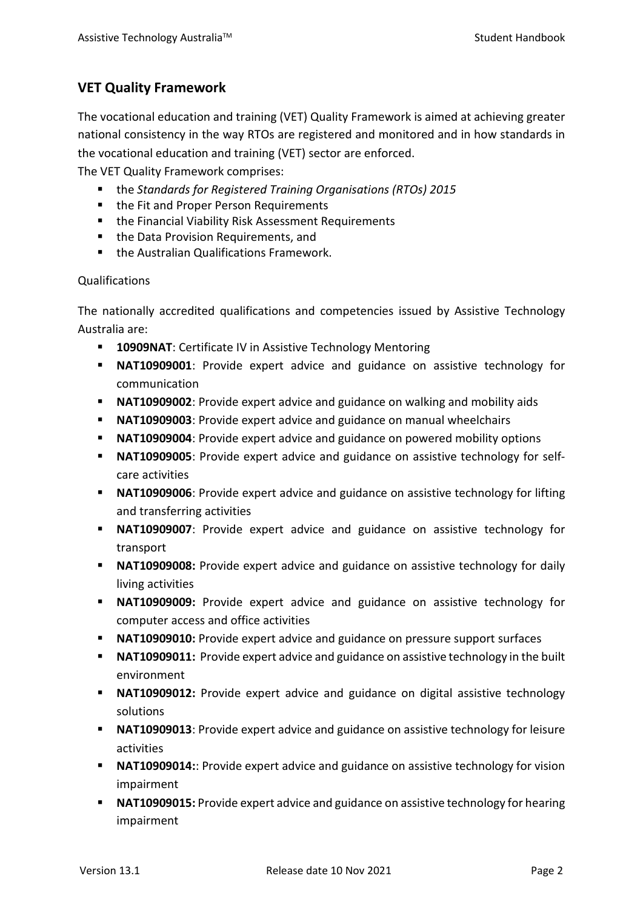## VET Quality Framework

The vocational education and training (VET) Quality Framework is aimed at achieving greater national consistency in the way RTOs are registered and monitored and in how standards in the vocational education and training (VET) sector are enforced.

The VET Quality Framework comprises:

- the *Standards for Registered Training Organisations (RTOs) 2015*
- the Fit and Proper Person Requirements
- the Financial Viability Risk Assessment Requirements
- the Data Provision Requirements, and
- the Australian Qualifications Framework.

Qualifications

The nationally accredited qualifications and competencies issued by Assistive Technology Australia are:

- **10909NAT**: Certificate IV in Assistive Technology Mentoring
- **NAT10909001**: Provide expert advice and guidance on assistive technology for communication
- **NAT10909002**: Provide expert advice and guidance on walking and mobility aids
- **NAT10909003**: Provide expert advice and guidance on manual wheelchairs
- **NAT10909004**: Provide expert advice and guidance on powered mobility options
- **NAT10909005**: Provide expert advice and guidance on assistive technology for self-care activities
- **NAT10909006**: Provide expert advice and guidance on assistive technology for lifting and transferring activities
- **NAT10909007**: Provide expert advice and guidance on assistive technology for transport
- **NAT10909008:** Provide expert advice and guidance on assistive technology for daily living activities
- **NAT10909009:** Provide expert advice and guidance on assistive technology for computer access and office activities
- **NAT10909010:** Provide expert advice and guidance on pressure support surfaces
- **NAT10909011:** Provide expert advice and guidance on assistive technology in the built environment
- **NAT10909012:** Provide expert advice and guidance on digital assistive technology solutions
- **NAT10909013**: Provide expert advice and guidance on assistive technology for leisure activities
- **NAT10909014:**: Provide expert advice and guidance on assistive technology for vision impairment
- **NAT10909015:** Provide expert advice and guidance on assistive technology for hearing impairment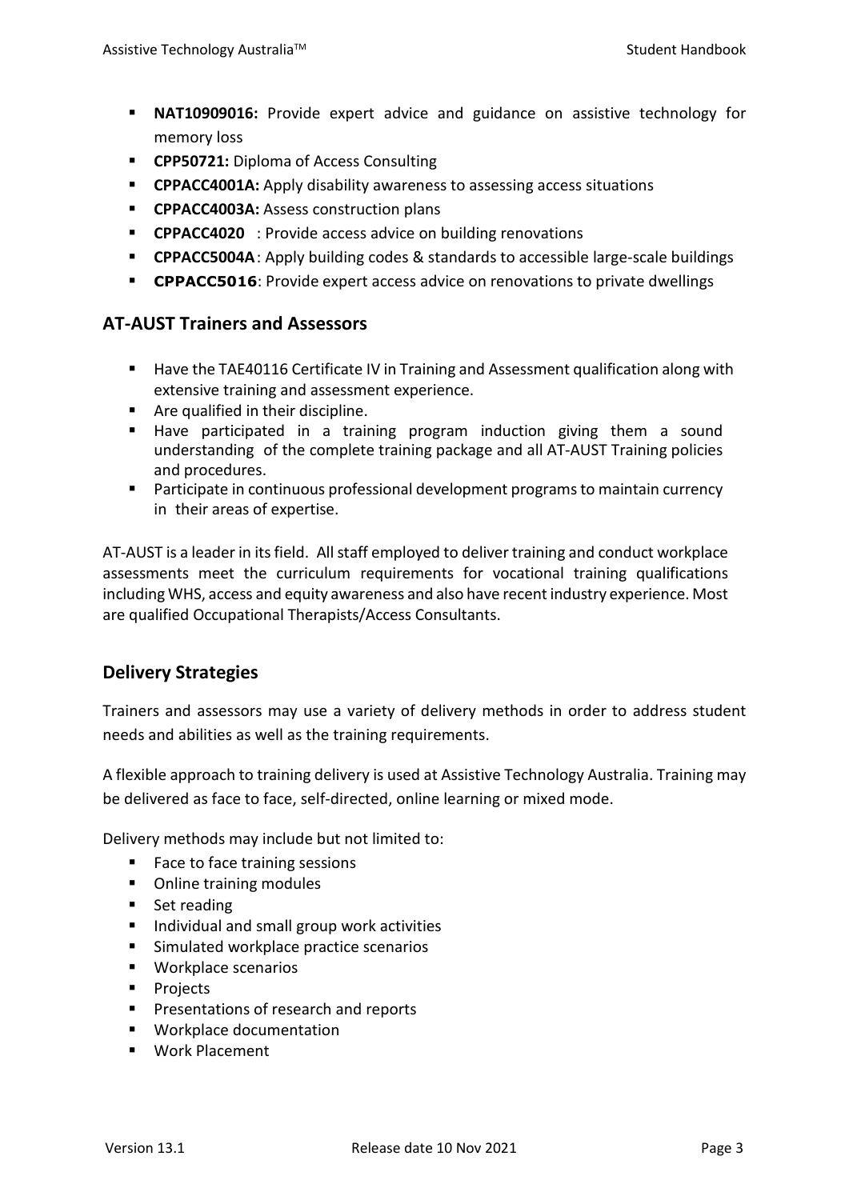- **NAT10909016:** Provide expert advice and guidance on assistive technology for memory loss
- **CPP50721:** Diploma of Access Consulting
- **CPPACC4001A:** Apply disability awareness to assessing access situations
- **CPPACC4003A:** Assess construction plans
- **CPPACC4020** : Provide access advice on building renovations
- **CPPACC5004A**: Apply building codes & standards to accessible large-scale buildings
- **CPPACC5016**: Provide expert access advice on renovations to private dwellings

## AT-AUST Trainers and Assessors

- Have the TAE40116 Certificate IV in Training and Assessment qualification along with extensive training and assessment experience.
- Are qualified in their discipline.
- Have participated in a training program induction giving them a sound understanding of the complete training package and all AT-AUST Training policies and procedures.
- Participate in continuous professional development programs to maintain currency in their areas of expertise.

AT-AUST is a leader in its field. All staff employed to deliver training and conduct workplace assessments meet the curriculum requirements for vocational training qualifications including WHS, access and equity awareness and also have recent industry experience. Most are qualified Occupational Therapists/Access Consultants.

## Delivery Strategies

Trainers and assessors may use a variety of delivery methods in order to address student needs and abilities as well as the training requirements.

A flexible approach to training delivery is used at Assistive Technology Australia. Training may be delivered as face to face, self-directed, online learning or mixed mode.

Delivery methods may include but not limited to:

- Face to face training sessions
- Online training modules
- Set reading
- Individual and small group work activities
- Simulated workplace practice scenarios
- Workplace scenarios
- Projects
- Presentations of research and reports
- Workplace documentation
- Work Placement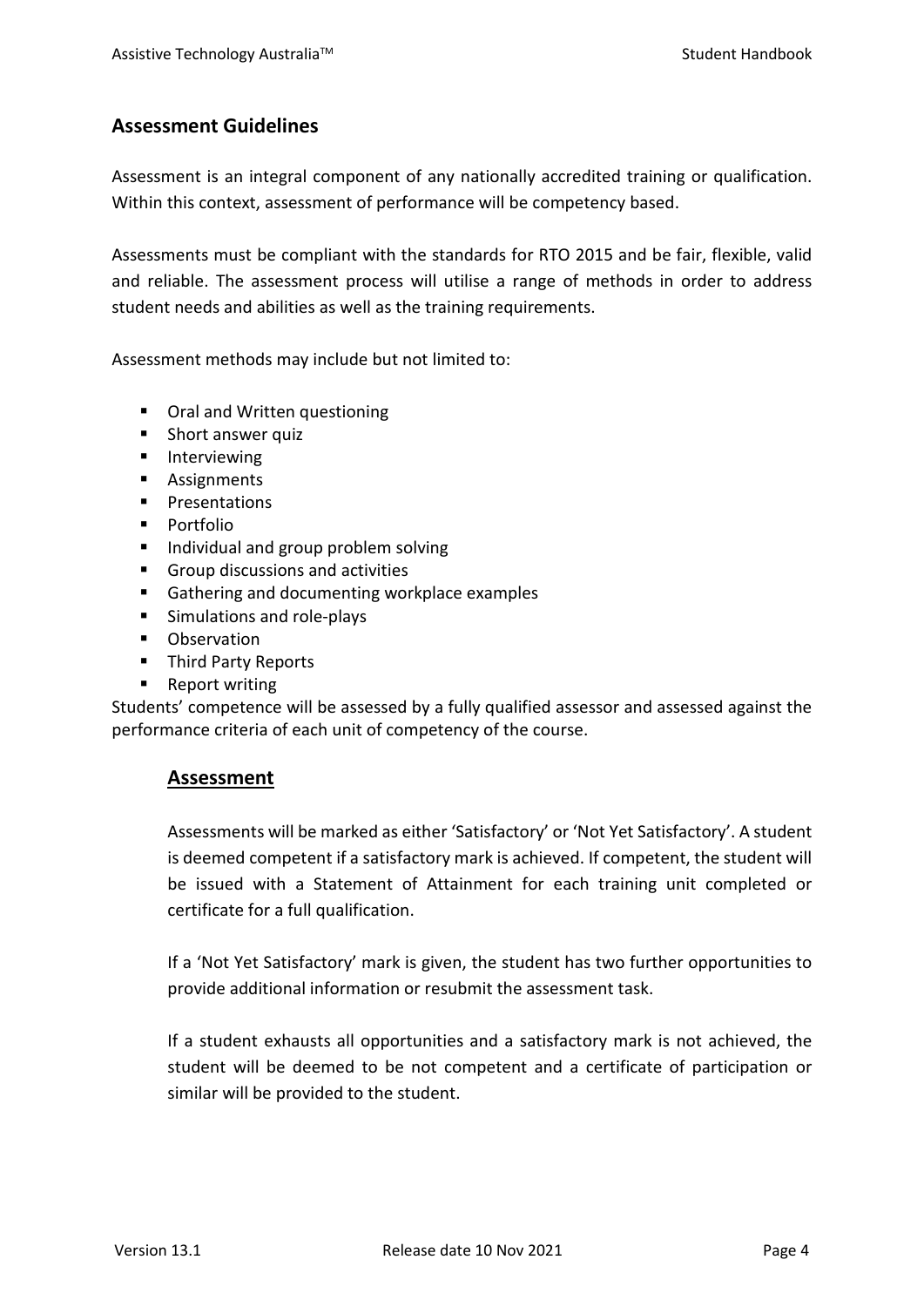## Assessment Guidelines

Assessment is an integral component of any nationally accredited training or qualification. Within this context, assessment of performance will be competency based.

Assessments must be compliant with the standards for RTO 2015 and be fair, flexible, valid and reliable. The assessment process will utilise a range of methods in order to address student needs and abilities as well as the training requirements.

Assessment methods may include but not limited to:

- Oral and Written questioning
- Short answer quiz
- Interviewing
- Assignments
- Presentations
- Portfolio
- Individual and group problem solving
- Group discussions and activities
- Gathering and documenting workplace examples
- Simulations and role-plays
- Observation
- Third Party Reports
- Report writing

Students' competence will be assessed by a fully qualified assessor and assessed against the performance criteria of each unit of competency of the course.

### Assessment

Assessments will be marked as either 'Satisfactory' or 'Not Yet Satisfactory'. A student is deemed competent if a satisfactory mark is achieved. If competent, the student will be issued with a Statement of Attainment for each training unit completed or certificate for a full qualification.

If a 'Not Yet Satisfactory' mark is given, the student has two further opportunities to provide additional information or resubmit the assessment task.

If a student exhausts all opportunities and a satisfactory mark is not achieved, the student will be deemed to be not competent and a certificate of participation or similar will be provided to the student.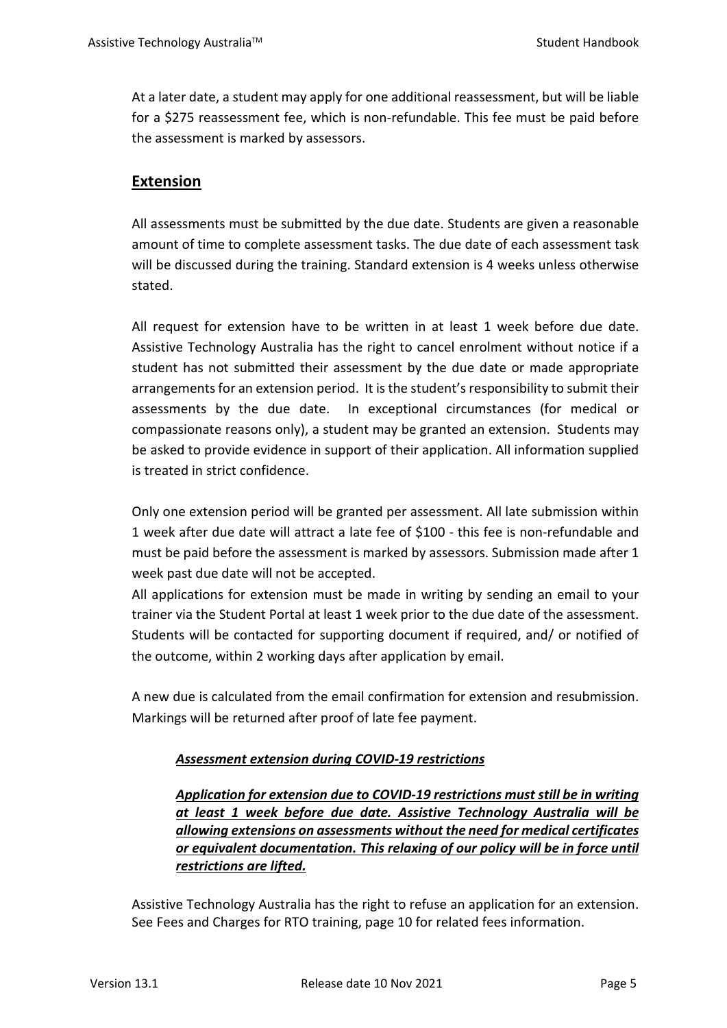At a later date, a student may apply for one additional reassessment, but will be liable for a $275 reassessment fee, which is non-refundable. This fee must be paid before the assessment is marked by assessors.

## Extension

All assessments must be submitted by the due date. Students are given a reasonable amount of time to complete assessment tasks. The due date of each assessment task will be discussed during the training. Standard extension is 4 weeks unless otherwise stated.

All request for extension have to be written in at least 1 week before due date. Assistive Technology Australia has the right to cancel enrolment without notice if a student has not submitted their assessment by the due date or made appropriate arrangements for an extension period. It is the student's responsibility to submit their assessments by the due date. In exceptional circumstances (for medical or compassionate reasons only), a student may be granted an extension. Students may be asked to provide evidence in support of their application. All information supplied is treated in strict confidence.

Only one extension period will be granted per assessment. All late submission within 1 week after due date will attract a late fee of $100 - this fee is non-refundable and must be paid before the assessment is marked by assessors. Submission made after 1 week past due date will not be accepted.

All applications for extension must be made in writing by sending an email to your trainer via the Student Portal at least 1 week prior to the due date of the assessment. Students will be contacted for supporting document if required, and/ or notified of the outcome, within 2 working days after application by email.

A new due is calculated from the email confirmation for extension and resubmission. Markings will be returned after proof of late fee payment.

***Assessment extension during COVID-19 restrictions***

***Application for extension due to COVID-19 restrictions must still be in writing at least 1 week before due date. Assistive Technology Australia will be allowing extensions on assessments without the need for medical certificates or equivalent documentation. This relaxing of our policy will be in force until restrictions are lifted.***

Assistive Technology Australia has the right to refuse an application for an extension. See Fees and Charges for RTO training, page 10 for related fees information.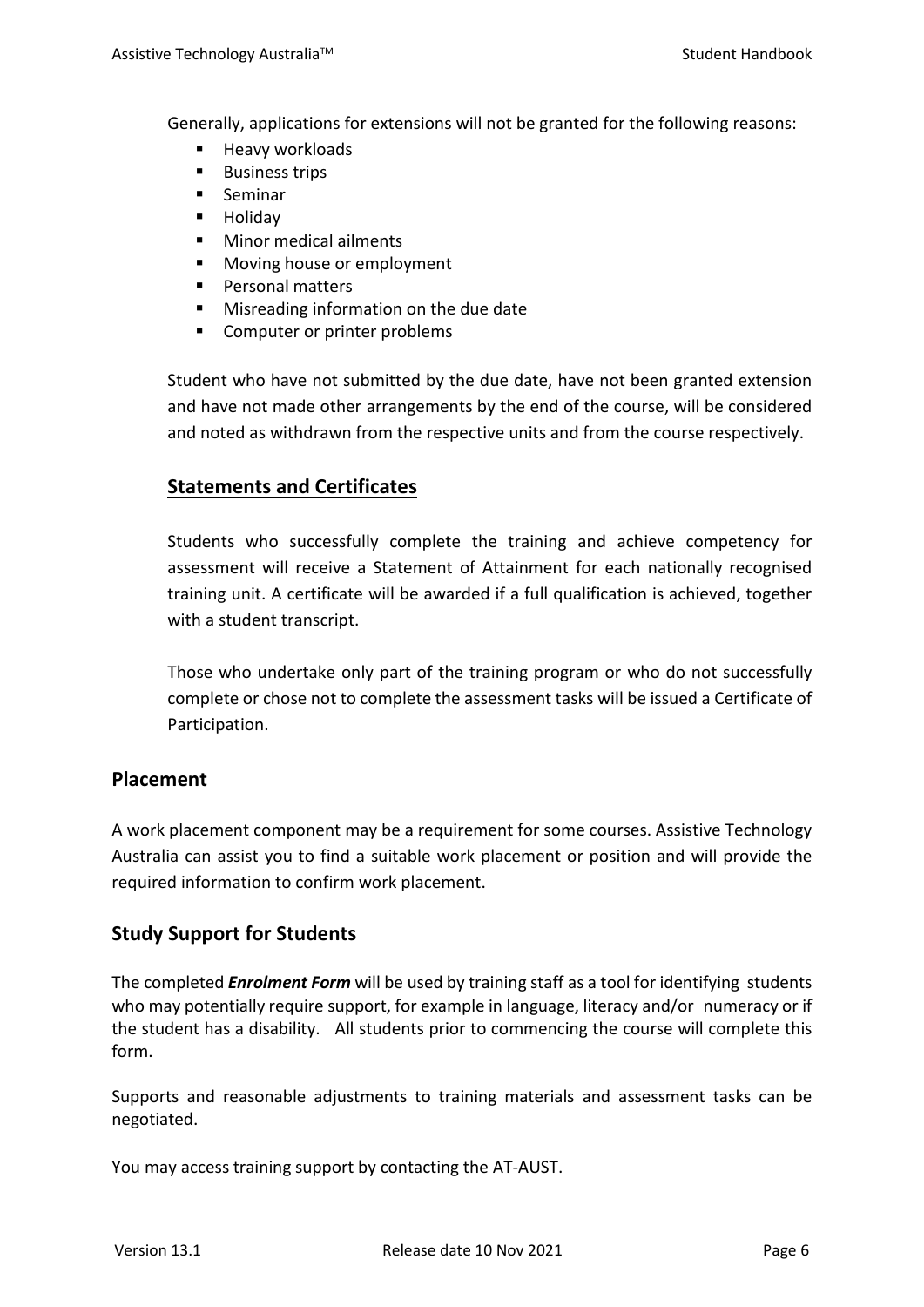Generally, applications for extensions will not be granted for the following reasons:

- Heavy workloads
- Business trips
- Seminar
- Holiday
- Minor medical ailments
- Moving house or employment
- Personal matters
- Misreading information on the due date
- Computer or printer problems

Student who have not submitted by the due date, have not been granted extension and have not made other arrangements by the end of the course, will be considered and noted as withdrawn from the respective units and from the course respectively.

### Statements and Certificates

Students who successfully complete the training and achieve competency for assessment will receive a Statement of Attainment for each nationally recognised training unit. A certificate will be awarded if a full qualification is achieved, together with a student transcript.

Those who undertake only part of the training program or who do not successfully complete or chose not to complete the assessment tasks will be issued a Certificate of Participation.

## Placement

A work placement component may be a requirement for some courses. Assistive Technology Australia can assist you to find a suitable work placement or position and will provide the required information to confirm work placement.

## Study Support for Students

The completed ***Enrolment Form*** will be used by training staff as a tool for identifying students who may potentially require support, for example in language, literacy and/or numeracy or if the student has a disability. All students prior to commencing the course will complete this form.

Supports and reasonable adjustments to training materials and assessment tasks can be negotiated.

You may access training support by contacting the AT-AUST.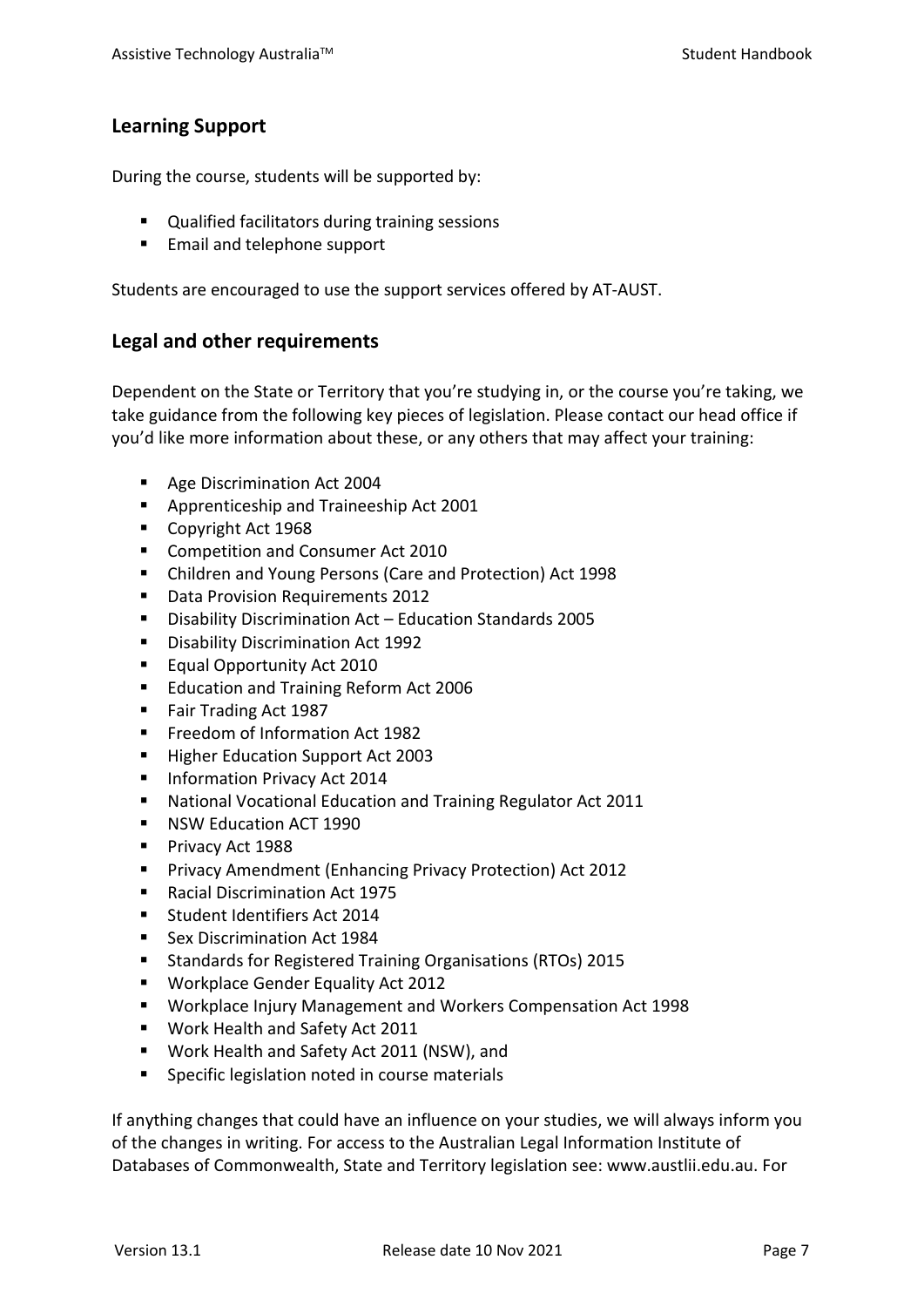## Learning Support

During the course, students will be supported by:

- Qualified facilitators during training sessions
- Email and telephone support

Students are encouraged to use the support services offered by AT-AUST.

## Legal and other requirements

Dependent on the State or Territory that you're studying in, or the course you're taking, we take guidance from the following key pieces of legislation. Please contact our head office if you'd like more information about these, or any others that may affect your training:

- Age Discrimination Act 2004
- Apprenticeship and Traineeship Act 2001
- Copyright Act 1968
- Competition and Consumer Act 2010
- Children and Young Persons (Care and Protection) Act 1998
- Data Provision Requirements 2012
- Disability Discrimination Act – Education Standards 2005
- Disability Discrimination Act 1992
- Equal Opportunity Act 2010
- Education and Training Reform Act 2006
- Fair Trading Act 1987
- Freedom of Information Act 1982
- Higher Education Support Act 2003
- Information Privacy Act 2014
- National Vocational Education and Training Regulator Act 2011
- NSW Education ACT 1990
- Privacy Act 1988
- Privacy Amendment (Enhancing Privacy Protection) Act 2012
- Racial Discrimination Act 1975
- Student Identifiers Act 2014
- Sex Discrimination Act 1984
- Standards for Registered Training Organisations (RTOs) 2015
- Workplace Gender Equality Act 2012
- Workplace Injury Management and Workers Compensation Act 1998
- Work Health and Safety Act 2011
- Work Health and Safety Act 2011 (NSW), and
- Specific legislation noted in course materials

If anything changes that could have an influence on your studies, we will always inform you of the changes in writing. For access to the Australian Legal Information Institute of Databases of Commonwealth, State and Territory legislation see: www.austlii.edu.au. For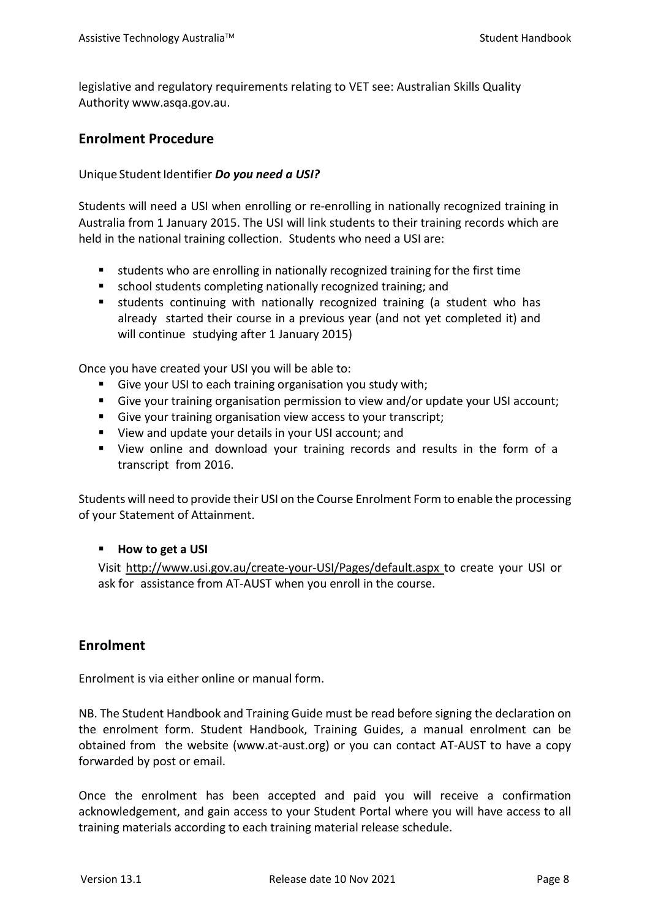legislative and regulatory requirements relating to VET see: Australian Skills Quality Authority www.asqa.gov.au.

## Enrolment Procedure

Unique Student Identifier ***Do you need a USI?***

Students will need a USI when enrolling or re-enrolling in nationally recognized training in Australia from 1 January 2015. The USI will link students to their training records which are held in the national training collection. Students who need a USI are:

- students who are enrolling in nationally recognized training for the first time
- school students completing nationally recognized training; and
- students continuing with nationally recognized training (a student who has already started their course in a previous year (and not yet completed it) and will continue studying after 1 January 2015)

Once you have created your USI you will be able to:

- Give your USI to each training organisation you study with;
- Give your training organisation permission to view and/or update your USI account;
- Give your training organisation view access to your transcript;
- View and update your details in your USI account; and
- View online and download your training records and results in the form of a transcript from 2016.

Students will need to provide their USI on the Course Enrolment Form to enable the processing of your Statement of Attainment.

- **How to get a USI**

  Visit http://www.usi.gov.au/create-your-USI/Pages/default.aspx to create your USI or ask for assistance from AT-AUST when you enroll in the course.

## Enrolment

Enrolment is via either online or manual form.

NB. The Student Handbook and Training Guide must be read before signing the declaration on the enrolment form. Student Handbook, Training Guides, a manual enrolment can be obtained from the website (www.at-aust.org) or you can contact AT-AUST to have a copy forwarded by post or email.

Once the enrolment has been accepted and paid you will receive a confirmation acknowledgement, and gain access to your Student Portal where you will have access to all training materials according to each training material release schedule.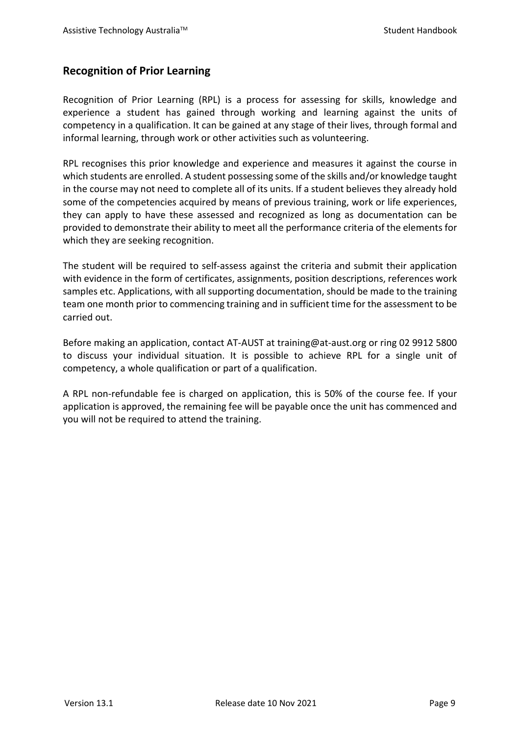## Recognition of Prior Learning

Recognition of Prior Learning (RPL) is a process for assessing for skills, knowledge and experience a student has gained through working and learning against the units of competency in a qualification. It can be gained at any stage of their lives, through formal and informal learning, through work or other activities such as volunteering.

RPL recognises this prior knowledge and experience and measures it against the course in which students are enrolled. A student possessing some of the skills and/or knowledge taught in the course may not need to complete all of its units. If a student believes they already hold some of the competencies acquired by means of previous training, work or life experiences, they can apply to have these assessed and recognized as long as documentation can be provided to demonstrate their ability to meet all the performance criteria of the elements for which they are seeking recognition.

The student will be required to self-assess against the criteria and submit their application with evidence in the form of certificates, assignments, position descriptions, references work samples etc. Applications, with all supporting documentation, should be made to the training team one month prior to commencing training and in sufficient time for the assessment to be carried out.

Before making an application, contact AT-AUST at training@at-aust.org or ring 02 9912 5800 to discuss your individual situation. It is possible to achieve RPL for a single unit of competency, a whole qualification or part of a qualification.

A RPL non-refundable fee is charged on application, this is 50% of the course fee. If your application is approved, the remaining fee will be payable once the unit has commenced and you will not be required to attend the training.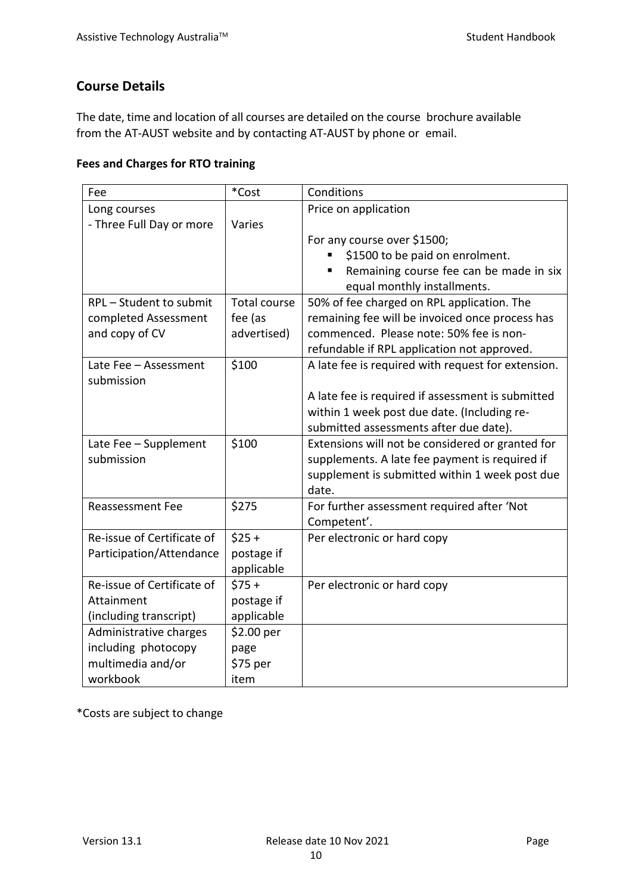## Course Details

The date, time and location of all courses are detailed on the course brochure available from the AT-AUST website and by contacting AT-AUST by phone or email.

### Fees and Charges for RTO training

| Fee | *Cost | Conditions |
|---|---|---|
| Long courses<br>- Three Full Day or more | Varies | Price on application<br><br>For any course over $1500;<br>▪ $1500 to be paid on enrolment.<br>▪ Remaining course fee can be made in six equal monthly installments. |
| RPL – Student to submit completed Assessment and copy of CV | Total course fee (as advertised) | 50% of fee charged on RPL application. The remaining fee will be invoiced once process has commenced. Please note: 50% fee is non-refundable if RPL application not approved. |
| Late Fee – Assessment submission | $100 | A late fee is required with request for extension.<br><br>A late fee is required if assessment is submitted within 1 week post due date. (Including re-submitted assessments after due date). |
| Late Fee – Supplement submission | $100 | Extensions will not be considered or granted for supplements. A late fee payment is required if supplement is submitted within 1 week post due date. |
| Reassessment Fee | $275 | For further assessment required after 'Not Competent'. |
| Re-issue of Certificate of Participation/Attendance | $25 + postage if applicable | Per electronic or hard copy |
| Re-issue of Certificate of Attainment (including transcript) | $75 + postage if applicable | Per electronic or hard copy |
| Administrative charges including photocopy multimedia and/or workbook | $2.00 per page<br>$75 per item | |

*Costs are subject to change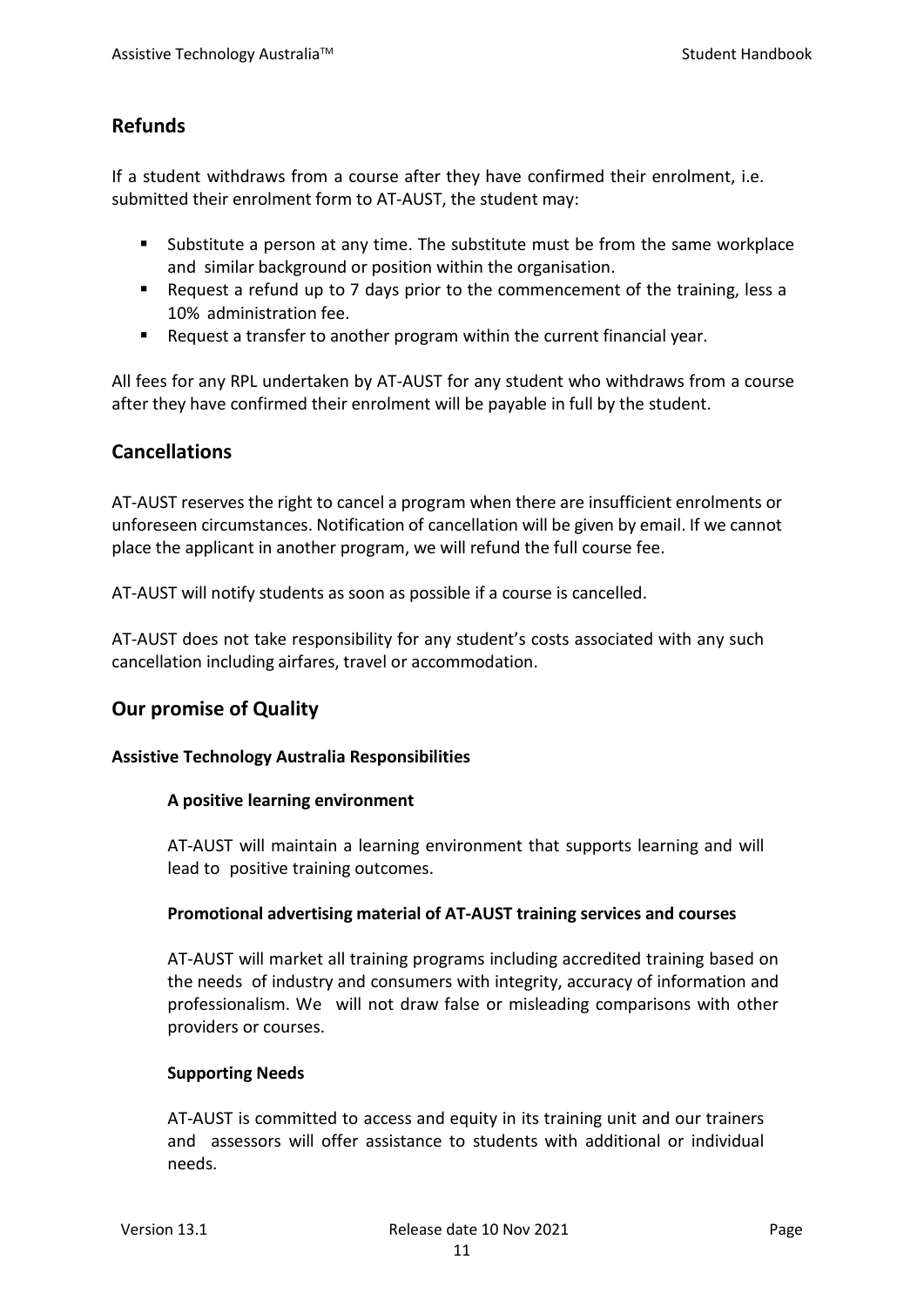## Refunds

If a student withdraws from a course after they have confirmed their enrolment, i.e. submitted their enrolment form to AT-AUST, the student may:

- Substitute a person at any time. The substitute must be from the same workplace and similar background or position within the organisation.
- Request a refund up to 7 days prior to the commencement of the training, less a 10% administration fee.
- Request a transfer to another program within the current financial year.

All fees for any RPL undertaken by AT-AUST for any student who withdraws from a course after they have confirmed their enrolment will be payable in full by the student.

## Cancellations

AT-AUST reserves the right to cancel a program when there are insufficient enrolments or unforeseen circumstances. Notification of cancellation will be given by email. If we cannot place the applicant in another program, we will refund the full course fee.

AT-AUST will notify students as soon as possible if a course is cancelled.

AT-AUST does not take responsibility for any student's costs associated with any such cancellation including airfares, travel or accommodation.

## Our promise of Quality

### Assistive Technology Australia Responsibilities

#### A positive learning environment

AT-AUST will maintain a learning environment that supports learning and will lead to positive training outcomes.

#### Promotional advertising material of AT-AUST training services and courses

AT-AUST will market all training programs including accredited training based on the needs of industry and consumers with integrity, accuracy of information and professionalism. We will not draw false or misleading comparisons with other providers or courses.

#### Supporting Needs

AT-AUST is committed to access and equity in its training unit and our trainers and assessors will offer assistance to students with additional or individual needs.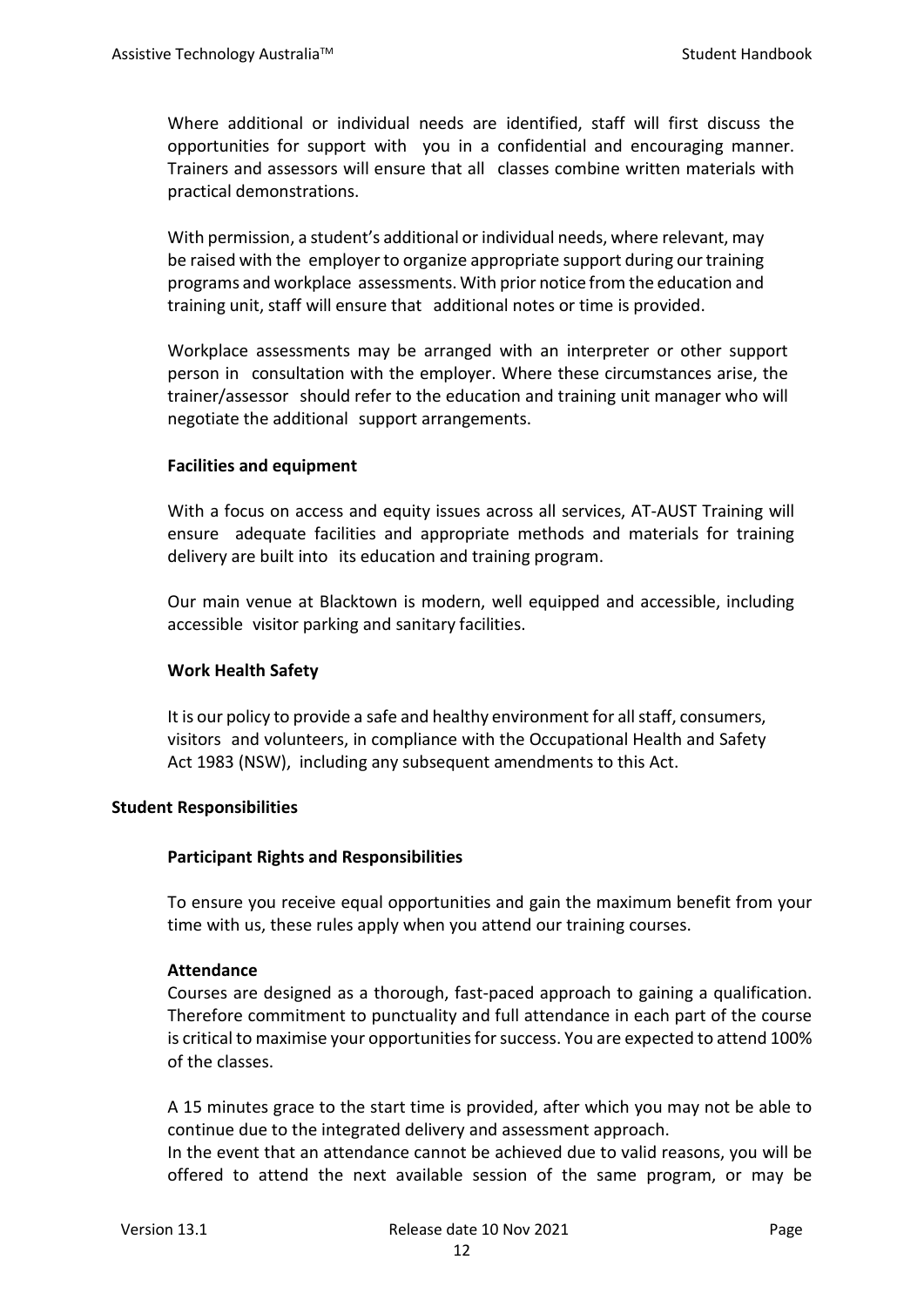Where additional or individual needs are identified, staff will first discuss the opportunities for support with you in a confidential and encouraging manner. Trainers and assessors will ensure that all classes combine written materials with practical demonstrations.

With permission, a student's additional or individual needs, where relevant, may be raised with the employer to organize appropriate support during our training programs and workplace assessments. With prior notice from the education and training unit, staff will ensure that additional notes or time is provided.

Workplace assessments may be arranged with an interpreter or other support person in consultation with the employer. Where these circumstances arise, the trainer/assessor should refer to the education and training unit manager who will negotiate the additional support arrangements.

### Facilities and equipment

With a focus on access and equity issues across all services, AT-AUST Training will ensure adequate facilities and appropriate methods and materials for training delivery are built into its education and training program.

Our main venue at Blacktown is modern, well equipped and accessible, including accessible visitor parking and sanitary facilities.

### Work Health Safety

It is our policy to provide a safe and healthy environment for all staff, consumers, visitors and volunteers, in compliance with the Occupational Health and Safety Act 1983 (NSW), including any subsequent amendments to this Act.

## Student Responsibilities

### Participant Rights and Responsibilities

To ensure you receive equal opportunities and gain the maximum benefit from your time with us, these rules apply when you attend our training courses.

### Attendance

Courses are designed as a thorough, fast-paced approach to gaining a qualification. Therefore commitment to punctuality and full attendance in each part of the course is critical to maximise your opportunities for success. You are expected to attend 100% of the classes.

A 15 minutes grace to the start time is provided, after which you may not be able to continue due to the integrated delivery and assessment approach.
In the event that an attendance cannot be achieved due to valid reasons, you will be offered to attend the next available session of the same program, or may be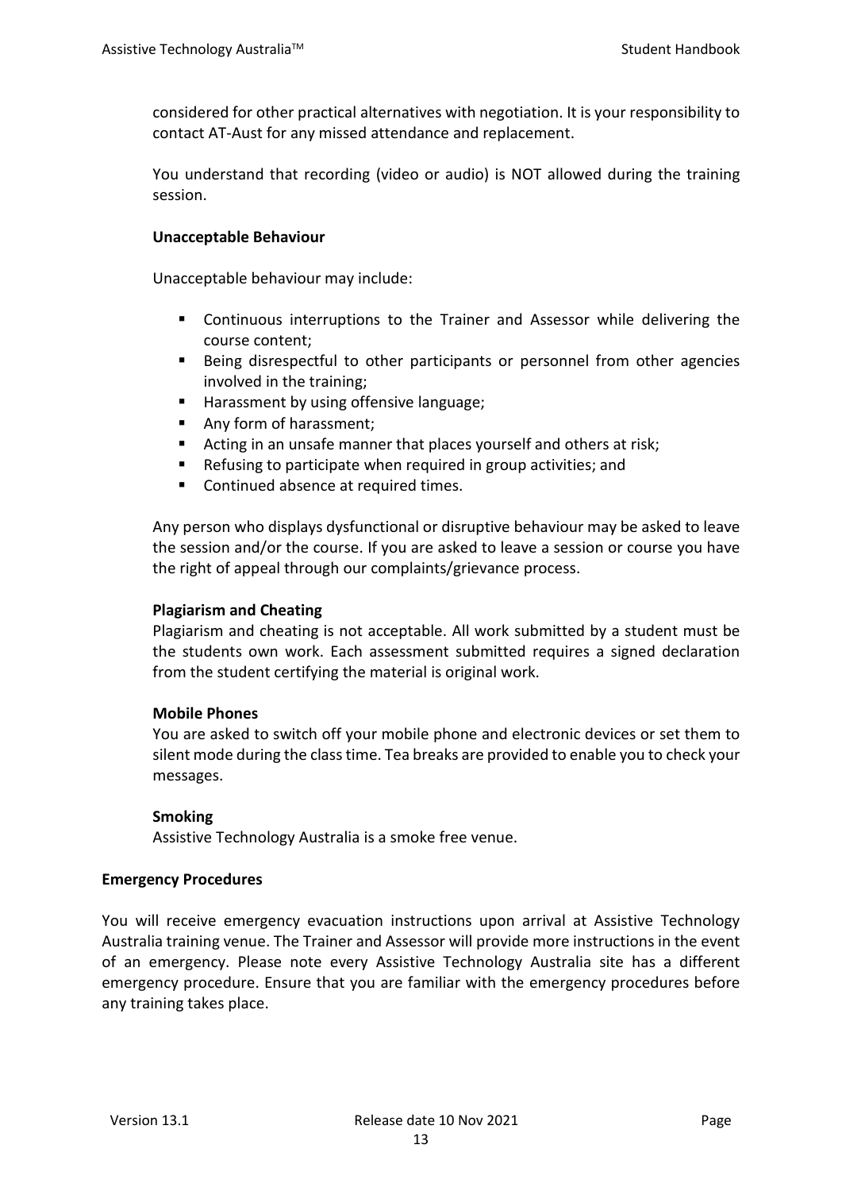considered for other practical alternatives with negotiation. It is your responsibility to contact AT-Aust for any missed attendance and replacement.

You understand that recording (video or audio) is NOT allowed during the training session.

**Unacceptable Behaviour**

Unacceptable behaviour may include:

- Continuous interruptions to the Trainer and Assessor while delivering the course content;
- Being disrespectful to other participants or personnel from other agencies involved in the training;
- Harassment by using offensive language;
- Any form of harassment;
- Acting in an unsafe manner that places yourself and others at risk;
- Refusing to participate when required in group activities; and
- Continued absence at required times.

Any person who displays dysfunctional or disruptive behaviour may be asked to leave the session and/or the course. If you are asked to leave a session or course you have the right of appeal through our complaints/grievance process.

**Plagiarism and Cheating**

Plagiarism and cheating is not acceptable. All work submitted by a student must be the students own work. Each assessment submitted requires a signed declaration from the student certifying the material is original work.

**Mobile Phones**

You are asked to switch off your mobile phone and electronic devices or set them to silent mode during the class time. Tea breaks are provided to enable you to check your messages.

**Smoking**

Assistive Technology Australia is a smoke free venue.

**Emergency Procedures**

You will receive emergency evacuation instructions upon arrival at Assistive Technology Australia training venue. The Trainer and Assessor will provide more instructions in the event of an emergency. Please note every Assistive Technology Australia site has a different emergency procedure. Ensure that you are familiar with the emergency procedures before any training takes place.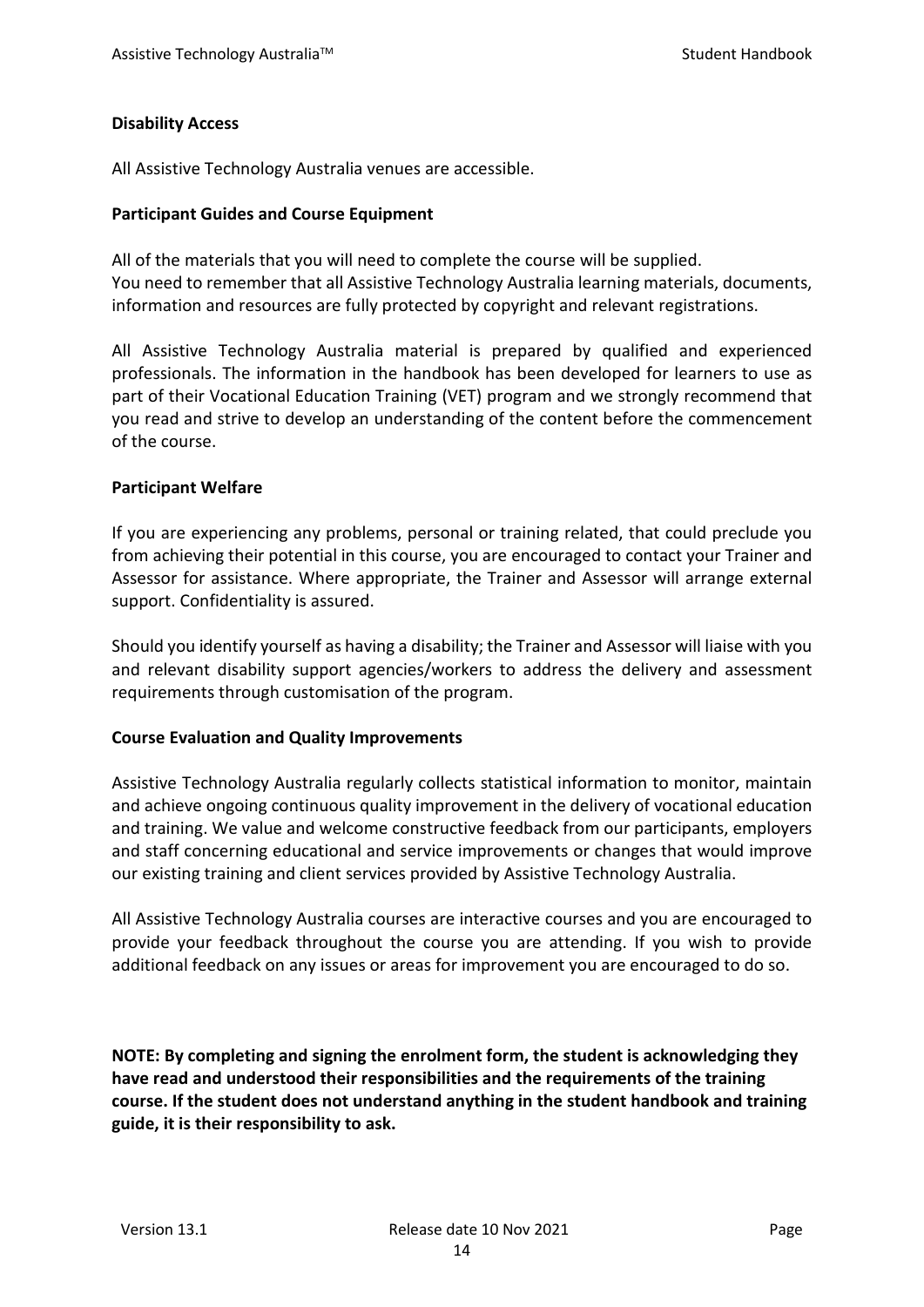**Disability Access**

All Assistive Technology Australia venues are accessible.

**Participant Guides and Course Equipment**

All of the materials that you will need to complete the course will be supplied.
You need to remember that all Assistive Technology Australia learning materials, documents, information and resources are fully protected by copyright and relevant registrations.

All Assistive Technology Australia material is prepared by qualified and experienced professionals. The information in the handbook has been developed for learners to use as part of their Vocational Education Training (VET) program and we strongly recommend that you read and strive to develop an understanding of the content before the commencement of the course.

**Participant Welfare**

If you are experiencing any problems, personal or training related, that could preclude you from achieving their potential in this course, you are encouraged to contact your Trainer and Assessor for assistance. Where appropriate, the Trainer and Assessor will arrange external support. Confidentiality is assured.

Should you identify yourself as having a disability; the Trainer and Assessor will liaise with you and relevant disability support agencies/workers to address the delivery and assessment requirements through customisation of the program.

**Course Evaluation and Quality Improvements**

Assistive Technology Australia regularly collects statistical information to monitor, maintain and achieve ongoing continuous quality improvement in the delivery of vocational education and training. We value and welcome constructive feedback from our participants, employers and staff concerning educational and service improvements or changes that would improve our existing training and client services provided by Assistive Technology Australia.

All Assistive Technology Australia courses are interactive courses and you are encouraged to provide your feedback throughout the course you are attending. If you wish to provide additional feedback on any issues or areas for improvement you are encouraged to do so.

**NOTE: By completing and signing the enrolment form, the student is acknowledging they have read and understood their responsibilities and the requirements of the training course. If the student does not understand anything in the student handbook and training guide, it is their responsibility to ask.**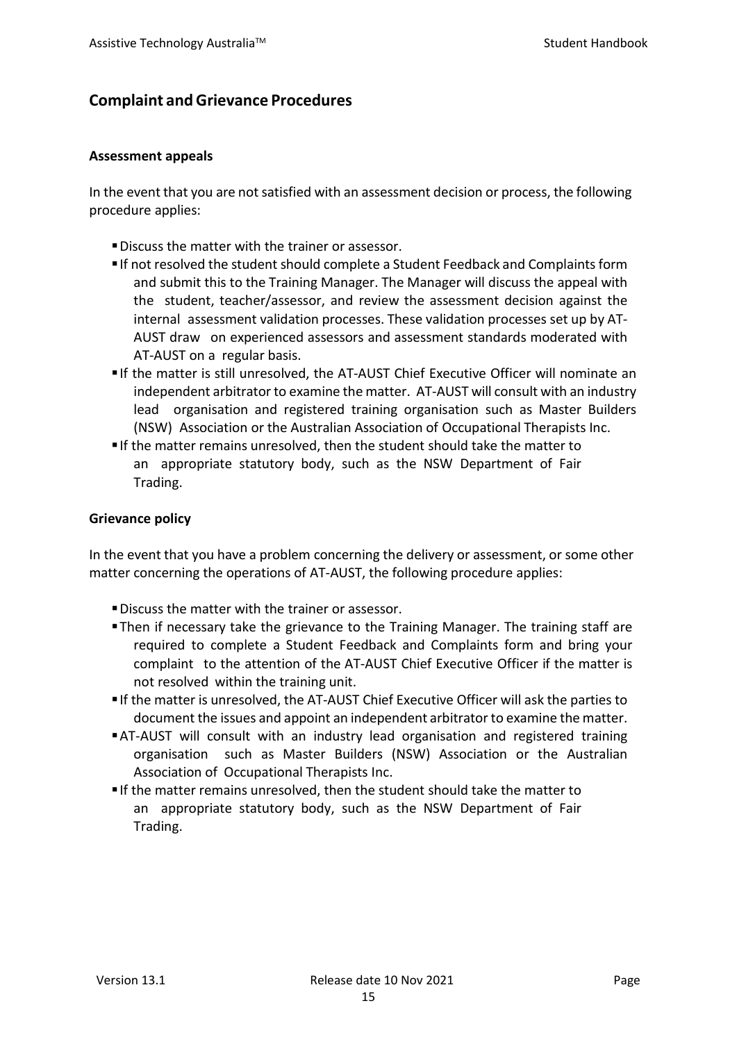## Complaint and Grievance Procedures

### Assessment appeals

In the event that you are not satisfied with an assessment decision or process, the following procedure applies:

- Discuss the matter with the trainer or assessor.
- If not resolved the student should complete a Student Feedback and Complaints form and submit this to the Training Manager. The Manager will discuss the appeal with the student, teacher/assessor, and review the assessment decision against the internal assessment validation processes. These validation processes set up by AT-AUST draw on experienced assessors and assessment standards moderated with AT-AUST on a regular basis.
- If the matter is still unresolved, the AT-AUST Chief Executive Officer will nominate an independent arbitrator to examine the matter. AT-AUST will consult with an industry lead organisation and registered training organisation such as Master Builders (NSW) Association or the Australian Association of Occupational Therapists Inc.
- If the matter remains unresolved, then the student should take the matter to an appropriate statutory body, such as the NSW Department of Fair Trading.

### Grievance policy

In the event that you have a problem concerning the delivery or assessment, or some other matter concerning the operations of AT-AUST, the following procedure applies:

- Discuss the matter with the trainer or assessor.
- Then if necessary take the grievance to the Training Manager. The training staff are required to complete a Student Feedback and Complaints form and bring your complaint to the attention of the AT-AUST Chief Executive Officer if the matter is not resolved within the training unit.
- If the matter is unresolved, the AT-AUST Chief Executive Officer will ask the parties to document the issues and appoint an independent arbitrator to examine the matter.
- AT-AUST will consult with an industry lead organisation and registered training organisation such as Master Builders (NSW) Association or the Australian Association of Occupational Therapists Inc.
- If the matter remains unresolved, then the student should take the matter to an appropriate statutory body, such as the NSW Department of Fair Trading.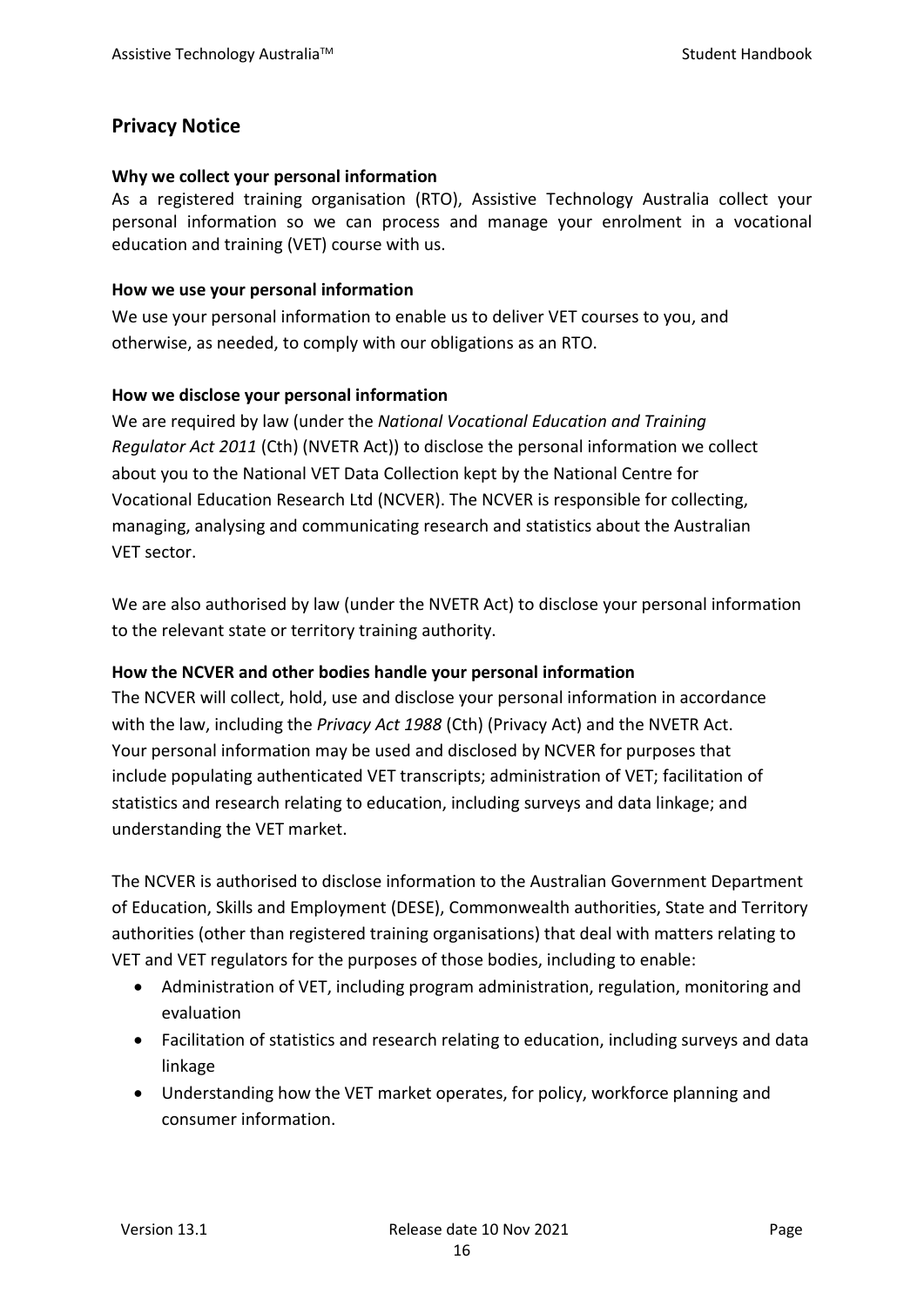## Privacy Notice

**Why we collect your personal information**

As a registered training organisation (RTO), Assistive Technology Australia collect your personal information so we can process and manage your enrolment in a vocational education and training (VET) course with us.

**How we use your personal information**

We use your personal information to enable us to deliver VET courses to you, and otherwise, as needed, to comply with our obligations as an RTO.

**How we disclose your personal information**

We are required by law (under the *National Vocational Education and Training Regulator Act 2011* (Cth) (NVETR Act)) to disclose the personal information we collect about you to the National VET Data Collection kept by the National Centre for Vocational Education Research Ltd (NCVER). The NCVER is responsible for collecting, managing, analysing and communicating research and statistics about the Australian VET sector.

We are also authorised by law (under the NVETR Act) to disclose your personal information to the relevant state or territory training authority.

**How the NCVER and other bodies handle your personal information**

The NCVER will collect, hold, use and disclose your personal information in accordance with the law, including the *Privacy Act 1988* (Cth) (Privacy Act) and the NVETR Act. Your personal information may be used and disclosed by NCVER for purposes that include populating authenticated VET transcripts; administration of VET; facilitation of statistics and research relating to education, including surveys and data linkage; and understanding the VET market.

The NCVER is authorised to disclose information to the Australian Government Department of Education, Skills and Employment (DESE), Commonwealth authorities, State and Territory authorities (other than registered training organisations) that deal with matters relating to VET and VET regulators for the purposes of those bodies, including to enable:

- Administration of VET, including program administration, regulation, monitoring and evaluation
- Facilitation of statistics and research relating to education, including surveys and data linkage
- Understanding how the VET market operates, for policy, workforce planning and consumer information.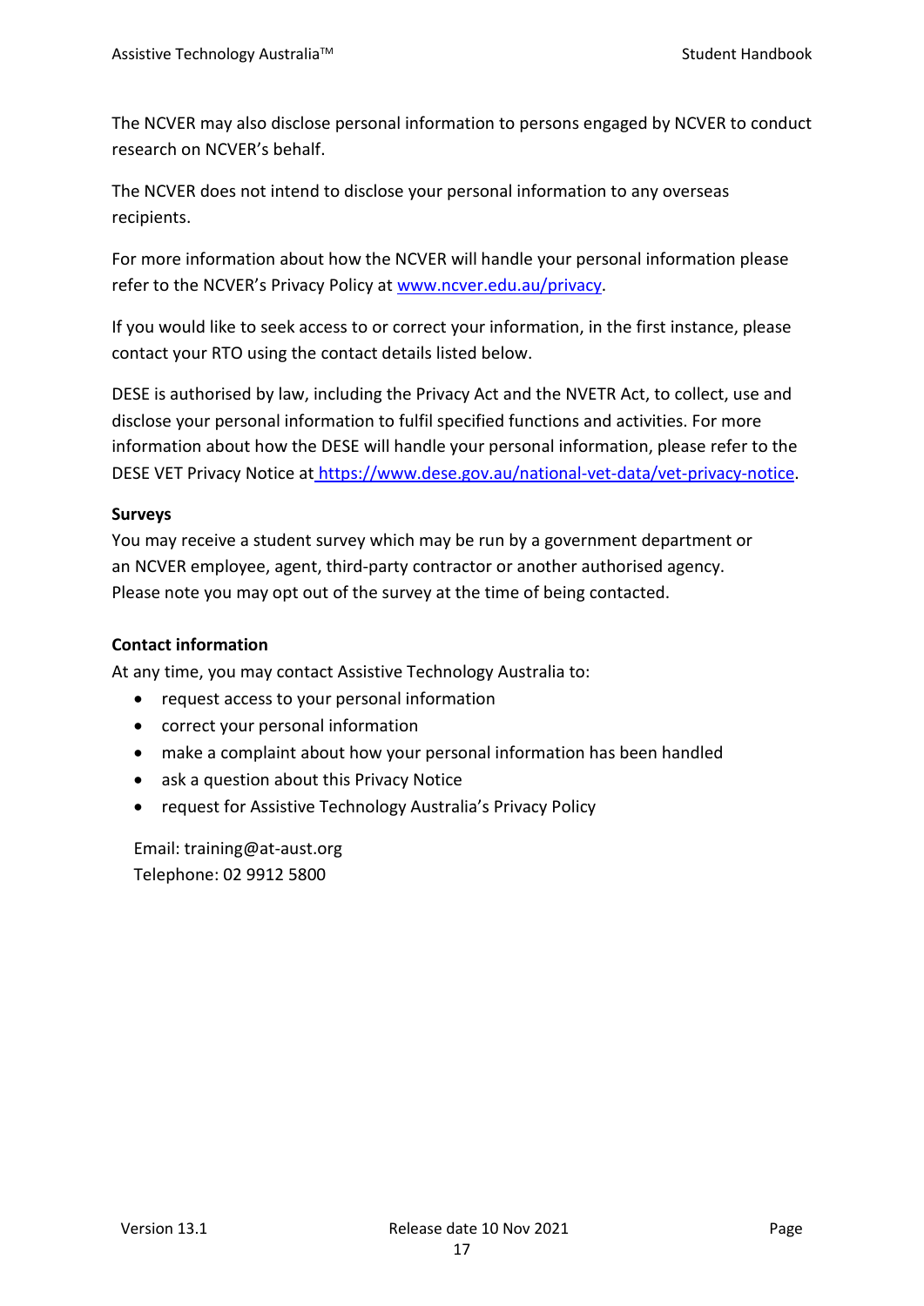The NCVER may also disclose personal information to persons engaged by NCVER to conduct research on NCVER's behalf.

The NCVER does not intend to disclose your personal information to any overseas recipients.

For more information about how the NCVER will handle your personal information please refer to the NCVER's Privacy Policy at [www.ncver.edu.au/privacy](www.ncver.edu.au/privacy).

If you would like to seek access to or correct your information, in the first instance, please contact your RTO using the contact details listed below.

DESE is authorised by law, including the Privacy Act and the NVETR Act, to collect, use and disclose your personal information to fulfil specified functions and activities. For more information about how the DESE will handle your personal information, please refer to the DESE VET Privacy Notice at [https://www.dese.gov.au/national-vet-data/vet-privacy-notice](https://www.dese.gov.au/national-vet-data/vet-privacy-notice).

**Surveys**

You may receive a student survey which may be run by a government department or an NCVER employee, agent, third-party contractor or another authorised agency. Please note you may opt out of the survey at the time of being contacted.

**Contact information**

At any time, you may contact Assistive Technology Australia to:

- request access to your personal information
- correct your personal information
- make a complaint about how your personal information has been handled
- ask a question about this Privacy Notice
- request for Assistive Technology Australia's Privacy Policy

Email: training@at-aust.org
Telephone: 02 9912 5800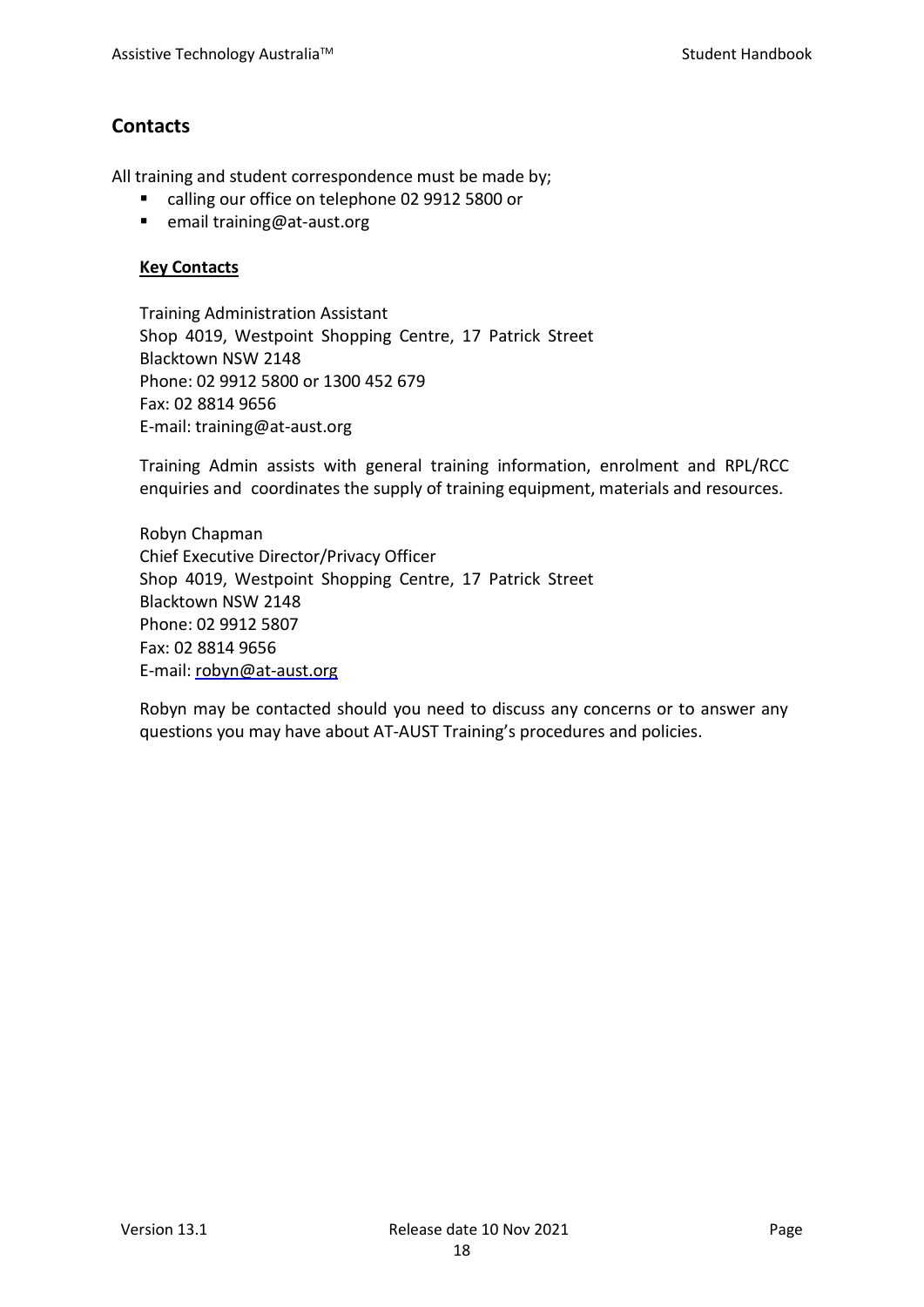## Contacts

All training and student correspondence must be made by;

- calling our office on telephone 02 9912 5800 or
- email training@at-aust.org

**Key Contacts**

Training Administration Assistant
Shop 4019, Westpoint Shopping Centre, 17 Patrick Street
Blacktown NSW 2148
Phone: 02 9912 5800 or 1300 452 679
Fax: 02 8814 9656
E-mail: training@at-aust.org

Training Admin assists with general training information, enrolment and RPL/RCC enquiries and coordinates the supply of training equipment, materials and resources.

Robyn Chapman
Chief Executive Director/Privacy Officer
Shop 4019, Westpoint Shopping Centre, 17 Patrick Street
Blacktown NSW 2148
Phone: 02 9912 5807
Fax: 02 8814 9656
E-mail: robyn@at-aust.org

Robyn may be contacted should you need to discuss any concerns or to answer any questions you may have about AT-AUST Training's procedures and policies.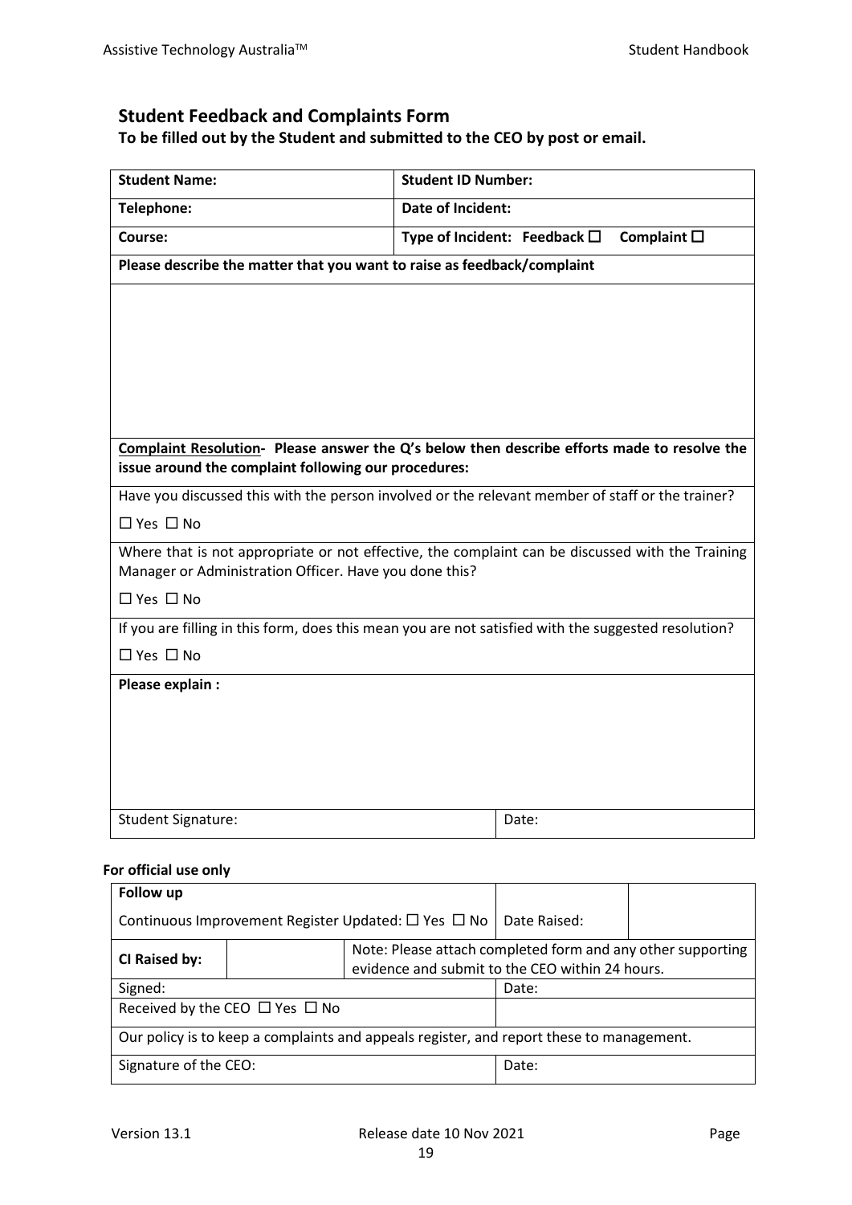## Student Feedback and Complaints Form

**To be filled out by the Student and submitted to the CEO by post or email.**

| | |
|---|---|
| **Student Name:** | **Student ID Number:** |
| **Telephone:** | **Date of Incident:** |
| **Course:** | **Type of Incident: Feedback ☐ Complaint ☐** |
| **Please describe the matter that you want to raise as feedback/complaint** | |
| | |
| **Complaint Resolution- Please answer the Q's below then describe efforts made to resolve the issue around the complaint following our procedures:** | |
| Have you discussed this with the person involved or the relevant member of staff or the trainer?<br>☐ Yes ☐ No | |
| Where that is not appropriate or not effective, the complaint can be discussed with the Training Manager or Administration Officer. Have you done this?<br>☐ Yes ☐ No | |
| If you are filling in this form, does this mean you are not satisfied with the suggested resolution?<br>☐ Yes ☐ No | |
| **Please explain :** | |
| | |
| Student Signature: | Date: |

**For official use only**

| | | | | |
|---|---|---|---|---|
| **Follow up**<br>Continuous Improvement Register Updated: ☐ Yes ☐ No | | | Date Raised: | |
| **CI Raised by:** | | Note: Please attach completed form and any other supporting evidence and submit to the CEO within 24 hours. | | |
| Signed: | | | Date: | |
| Received by the CEO ☐ Yes ☐ No | | | | |
| Our policy is to keep a complaints and appeals register, and report these to management. | | | | |
| Signature of the CEO: | | | Date: | |

Version 13.1 Release date 10 Nov 2021